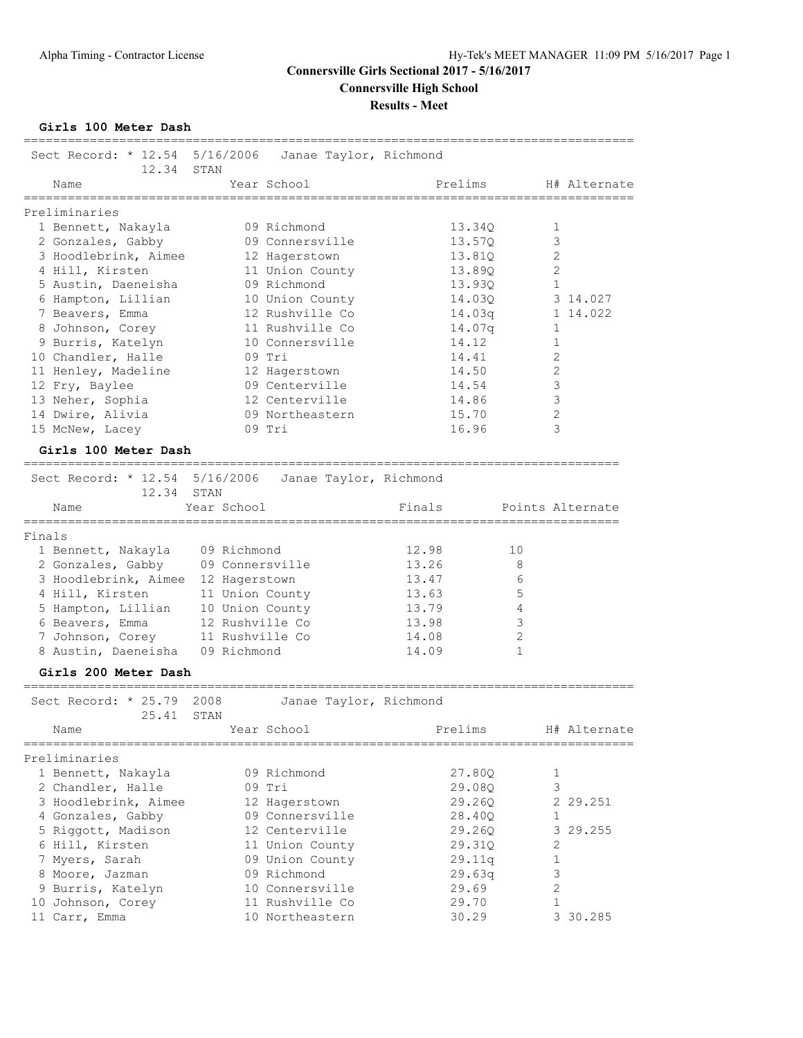# Connersville Girls Sectional 2017 - 5/16/2017

## Connersville High School

### Results - Meet

**Girls 100 Meter Dash**

Sect Record: * 12.54 5/16/2006 Janae Taylor, Richmond
12.34 STAN

Preliminaries

| | Name | Year | School | Prelims | H# | Alternate |
|---|---|---|---|---|---|---|
| 1 | Bennett, Nakayla | 09 | Richmond | 13.34Q | 1 | |
| 2 | Gonzales, Gabby | 09 | Connersville | 13.57Q | 3 | |
| 3 | Hoodlebrink, Aimee | 12 | Hagerstown | 13.81Q | 2 | |
| 4 | Hill, Kirsten | 11 | Union County | 13.89Q | 2 | |
| 5 | Austin, Daeneisha | 09 | Richmond | 13.93Q | 1 | |
| 6 | Hampton, Lillian | 10 | Union County | 14.03Q | 3 | 14.027 |
| 7 | Beavers, Emma | 12 | Rushville Co | 14.03q | 1 | 14.022 |
| 8 | Johnson, Corey | 11 | Rushville Co | 14.07q | 1 | |
| 9 | Burris, Katelyn | 10 | Connersville | 14.12 | 1 | |
| 10 | Chandler, Halle | 09 | Tri | 14.41 | 2 | |
| 11 | Henley, Madeline | 12 | Hagerstown | 14.50 | 2 | |
| 12 | Fry, Baylee | 09 | Centerville | 14.54 | 3 | |
| 13 | Neher, Sophia | 12 | Centerville | 14.86 | 3 | |
| 14 | Dwire, Alivia | 09 | Northeastern | 15.70 | 2 | |
| 15 | McNew, Lacey | 09 | Tri | 16.96 | 3 | |

**Girls 100 Meter Dash**

Sect Record: * 12.54 5/16/2006 Janae Taylor, Richmond
12.34 STAN

Finals

| | Name | Year | School | Finals | Points | Alternate |
|---|---|---|---|---|---|---|
| 1 | Bennett, Nakayla | 09 | Richmond | 12.98 | 10 | |
| 2 | Gonzales, Gabby | 09 | Connersville | 13.26 | 8 | |
| 3 | Hoodlebrink, Aimee | 12 | Hagerstown | 13.47 | 6 | |
| 4 | Hill, Kirsten | 11 | Union County | 13.63 | 5 | |
| 5 | Hampton, Lillian | 10 | Union County | 13.79 | 4 | |
| 6 | Beavers, Emma | 12 | Rushville Co | 13.98 | 3 | |
| 7 | Johnson, Corey | 11 | Rushville Co | 14.08 | 2 | |
| 8 | Austin, Daeneisha | 09 | Richmond | 14.09 | 1 | |

**Girls 200 Meter Dash**

Sect Record: * 25.79 2008 Janae Taylor, Richmond
25.41 STAN

Preliminaries

| | Name | Year | School | Prelims | H# | Alternate |
|---|---|---|---|---|---|---|
| 1 | Bennett, Nakayla | 09 | Richmond | 27.80Q | 1 | |
| 2 | Chandler, Halle | 09 | Tri | 29.08Q | 3 | |
| 3 | Hoodlebrink, Aimee | 12 | Hagerstown | 29.26Q | 2 | 29.251 |
| 4 | Gonzales, Gabby | 09 | Connersville | 28.40Q | 1 | |
| 5 | Riggott, Madison | 12 | Centerville | 29.26Q | 3 | 29.255 |
| 6 | Hill, Kirsten | 11 | Union County | 29.31Q | 2 | |
| 7 | Myers, Sarah | 09 | Union County | 29.11q | 1 | |
| 8 | Moore, Jazman | 09 | Richmond | 29.63q | 3 | |
| 9 | Burris, Katelyn | 10 | Connersville | 29.69 | 2 | |
| 10 | Johnson, Corey | 11 | Rushville Co | 29.70 | 1 | |
| 11 | Carr, Emma | 10 | Northeastern | 30.29 | 3 | 30.285 |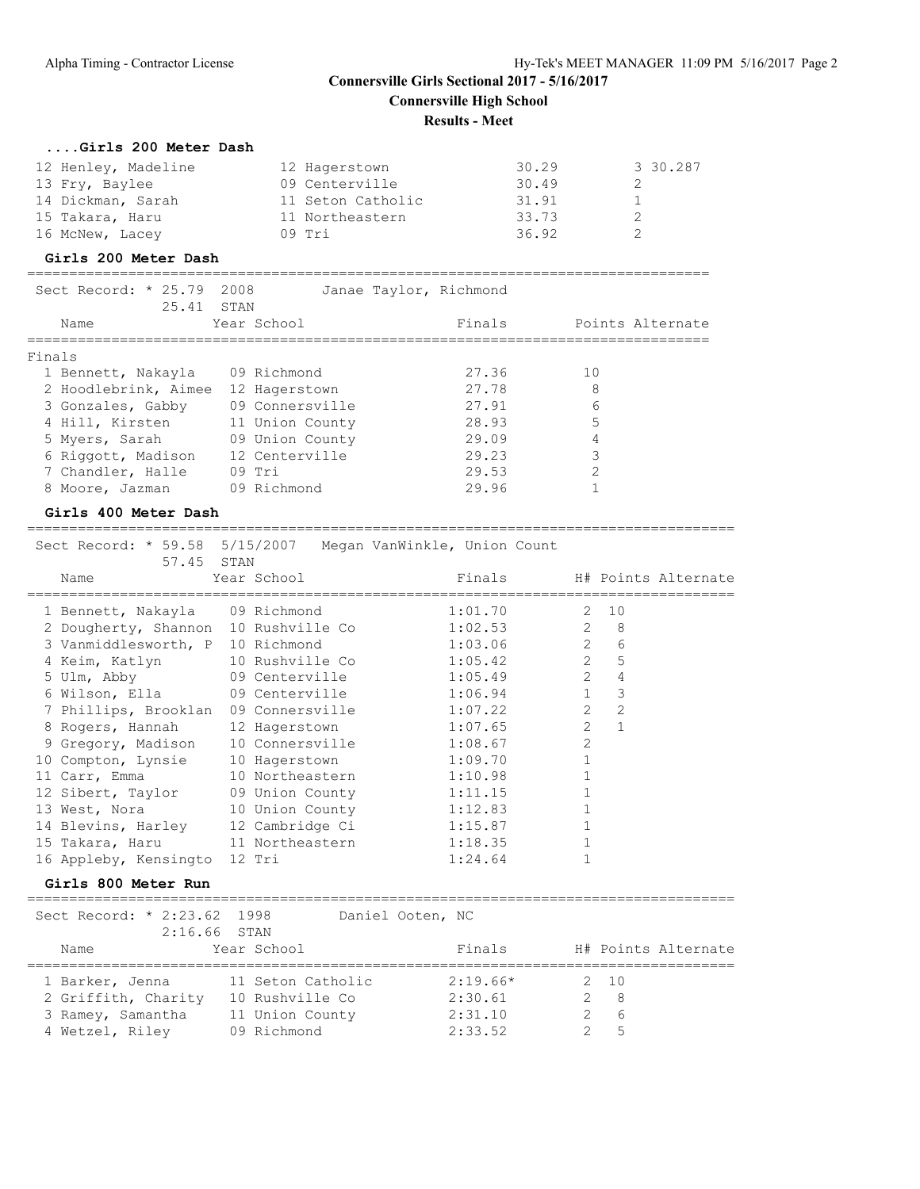## Connersville Girls Sectional 2017 - 5/16/2017

**Connersville High School**

**Results - Meet**

### ....Girls 200 Meter Dash

| Place | Name | Year | School | Finals | H# | Points | Alternate |
|---|---|---|---|---|---|---|---|
| 12 | Henley, Madeline | 12 | Hagerstown | 30.29 | 3 | | 30.287 |
| 13 | Fry, Baylee | 09 | Centerville | 30.49 | 2 | | |
| 14 | Dickman, Sarah | 11 | Seton Catholic | 31.91 | 1 | | |
| 15 | Takara, Haru | 11 | Northeastern | 33.73 | 2 | | |
| 16 | McNew, Lacey | 09 | Tri | 36.92 | 2 | | |

### Girls 200 Meter Dash

Sect Record: * 25.79 2008 Janae Taylor, Richmond
25.41 STAN

Finals

| Place | Name | Year | School | Finals | Points | Alternate |
|---|---|---|---|---|---|---|
| 1 | Bennett, Nakayla | 09 | Richmond | 27.36 | 10 | |
| 2 | Hoodlebrink, Aimee | 12 | Hagerstown | 27.78 | 8 | |
| 3 | Gonzales, Gabby | 09 | Connersville | 27.91 | 6 | |
| 4 | Hill, Kirsten | 11 | Union County | 28.93 | 5 | |
| 5 | Myers, Sarah | 09 | Union County | 29.09 | 4 | |
| 6 | Riggott, Madison | 12 | Centerville | 29.23 | 3 | |
| 7 | Chandler, Halle | 09 | Tri | 29.53 | 2 | |
| 8 | Moore, Jazman | 09 | Richmond | 29.96 | 1 | |

### Girls 400 Meter Dash

Sect Record: * 59.58 5/15/2007 Megan VanWinkle, Union Count
57.45 STAN

| Place | Name | Year | School | Finals | H# | Points | Alternate |
|---|---|---|---|---|---|---|---|
| 1 | Bennett, Nakayla | 09 | Richmond | 1:01.70 | 2 | 10 | |
| 2 | Dougherty, Shannon | 10 | Rushville Co | 1:02.53 | 2 | 8 | |
| 3 | Vanmiddlesworth, P | 10 | Richmond | 1:03.06 | 2 | 6 | |
| 4 | Keim, Katlyn | 10 | Rushville Co | 1:05.42 | 2 | 5 | |
| 5 | Ulm, Abby | 09 | Centerville | 1:05.49 | 2 | 4 | |
| 6 | Wilson, Ella | 09 | Centerville | 1:06.94 | 1 | 3 | |
| 7 | Phillips, Brooklan | 09 | Connersville | 1:07.22 | 2 | 2 | |
| 8 | Rogers, Hannah | 12 | Hagerstown | 1:07.65 | 2 | 1 | |
| 9 | Gregory, Madison | 10 | Connersville | 1:08.67 | 2 | | |
| 10 | Compton, Lynsie | 10 | Hagerstown | 1:09.70 | 1 | | |
| 11 | Carr, Emma | 10 | Northeastern | 1:10.98 | 1 | | |
| 12 | Sibert, Taylor | 09 | Union County | 1:11.15 | 1 | | |
| 13 | West, Nora | 10 | Union County | 1:12.83 | 1 | | |
| 14 | Blevins, Harley | 12 | Cambridge Ci | 1:15.87 | 1 | | |
| 15 | Takara, Haru | 11 | Northeastern | 1:18.35 | 1 | | |
| 16 | Appleby, Kensingto | 12 | Tri | 1:24.64 | 1 | | |

### Girls 800 Meter Run

Sect Record: * 2:23.62 1998 Daniel Ooten, NC
2:16.66 STAN

| Place | Name | Year | School | Finals | H# | Points | Alternate |
|---|---|---|---|---|---|---|---|
| 1 | Barker, Jenna | 11 | Seton Catholic | 2:19.66* | 2 | 10 | |
| 2 | Griffith, Charity | 10 | Rushville Co | 2:30.61 | 2 | 8 | |
| 3 | Ramey, Samantha | 11 | Union County | 2:31.10 | 2 | 6 | |
| 4 | Wetzel, Riley | 09 | Richmond | 2:33.52 | 2 | 5 | |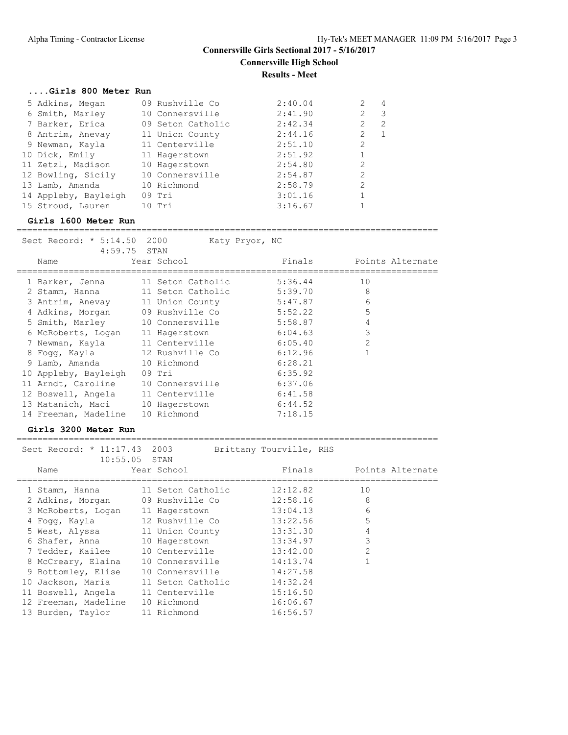# Connersville Girls Sectional 2017 - 5/16/2017

## Connersville High School

### Results - Meet

#### ....Girls 800 Meter Run

| Place | Name | Year | School | Finals | H# | Points |
|---|---|---|---|---|---|---|
| 5 | Adkins, Megan | 09 | Rushville Co | 2:40.04 | 2 | 4 |
| 6 | Smith, Marley | 10 | Connersville | 2:41.90 | 2 | 3 |
| 7 | Barker, Erica | 09 | Seton Catholic | 2:42.34 | 2 | 2 |
| 8 | Antrim, Anevay | 11 | Union County | 2:44.16 | 2 | 1 |
| 9 | Newman, Kayla | 11 | Centerville | 2:51.10 | 2 | |
| 10 | Dick, Emily | 11 | Hagerstown | 2:51.92 | 1 | |
| 11 | Zetzl, Madison | 10 | Hagerstown | 2:54.80 | 2 | |
| 12 | Bowling, Sicily | 10 | Connersville | 2:54.87 | 2 | |
| 13 | Lamb, Amanda | 10 | Richmond | 2:58.79 | 2 | |
| 14 | Appleby, Bayleigh | 09 | Tri | 3:01.16 | 1 | |
| 15 | Stroud, Lauren | 10 | Tri | 3:16.67 | 1 | |

#### Girls 1600 Meter Run

Sect Record: * 5:14.50 2000 Katy Pryor, NC
4:59.75 STAN

| Place | Name | Year | School | Finals | Points | Alternate |
|---|---|---|---|---|---|---|
| 1 | Barker, Jenna | 11 | Seton Catholic | 5:36.44 | 10 | |
| 2 | Stamm, Hanna | 11 | Seton Catholic | 5:39.70 | 8 | |
| 3 | Antrim, Anevay | 11 | Union County | 5:47.87 | 6 | |
| 4 | Adkins, Morgan | 09 | Rushville Co | 5:52.22 | 5 | |
| 5 | Smith, Marley | 10 | Connersville | 5:58.87 | 4 | |
| 6 | McRoberts, Logan | 11 | Hagerstown | 6:04.63 | 3 | |
| 7 | Newman, Kayla | 11 | Centerville | 6:05.40 | 2 | |
| 8 | Fogg, Kayla | 12 | Rushville Co | 6:12.96 | 1 | |
| 9 | Lamb, Amanda | 10 | Richmond | 6:28.21 | | |
| 10 | Appleby, Bayleigh | 09 | Tri | 6:35.92 | | |
| 11 | Arndt, Caroline | 10 | Connersville | 6:37.06 | | |
| 12 | Boswell, Angela | 11 | Centerville | 6:41.58 | | |
| 13 | Matanich, Maci | 10 | Hagerstown | 6:44.52 | | |
| 14 | Freeman, Madeline | 10 | Richmond | 7:18.15 | | |

#### Girls 3200 Meter Run

Sect Record: * 11:17.43 2003 Brittany Tourville, RHS
10:55.05 STAN

| Place | Name | Year | School | Finals | Points | Alternate |
|---|---|---|---|---|---|---|
| 1 | Stamm, Hanna | 11 | Seton Catholic | 12:12.82 | 10 | |
| 2 | Adkins, Morgan | 09 | Rushville Co | 12:58.16 | 8 | |
| 3 | McRoberts, Logan | 11 | Hagerstown | 13:04.13 | 6 | |
| 4 | Fogg, Kayla | 12 | Rushville Co | 13:22.56 | 5 | |
| 5 | West, Alyssa | 11 | Union County | 13:31.30 | 4 | |
| 6 | Shafer, Anna | 10 | Hagerstown | 13:34.97 | 3 | |
| 7 | Tedder, Kailee | 10 | Centerville | 13:42.00 | 2 | |
| 8 | McCreary, Elaina | 10 | Connersville | 14:13.74 | 1 | |
| 9 | Bottomley, Elise | 10 | Connersville | 14:27.58 | | |
| 10 | Jackson, Maria | 11 | Seton Catholic | 14:32.24 | | |
| 11 | Boswell, Angela | 11 | Centerville | 15:16.50 | | |
| 12 | Freeman, Madeline | 10 | Richmond | 16:06.67 | | |
| 13 | Burden, Taylor | 11 | Richmond | 16:56.57 | | |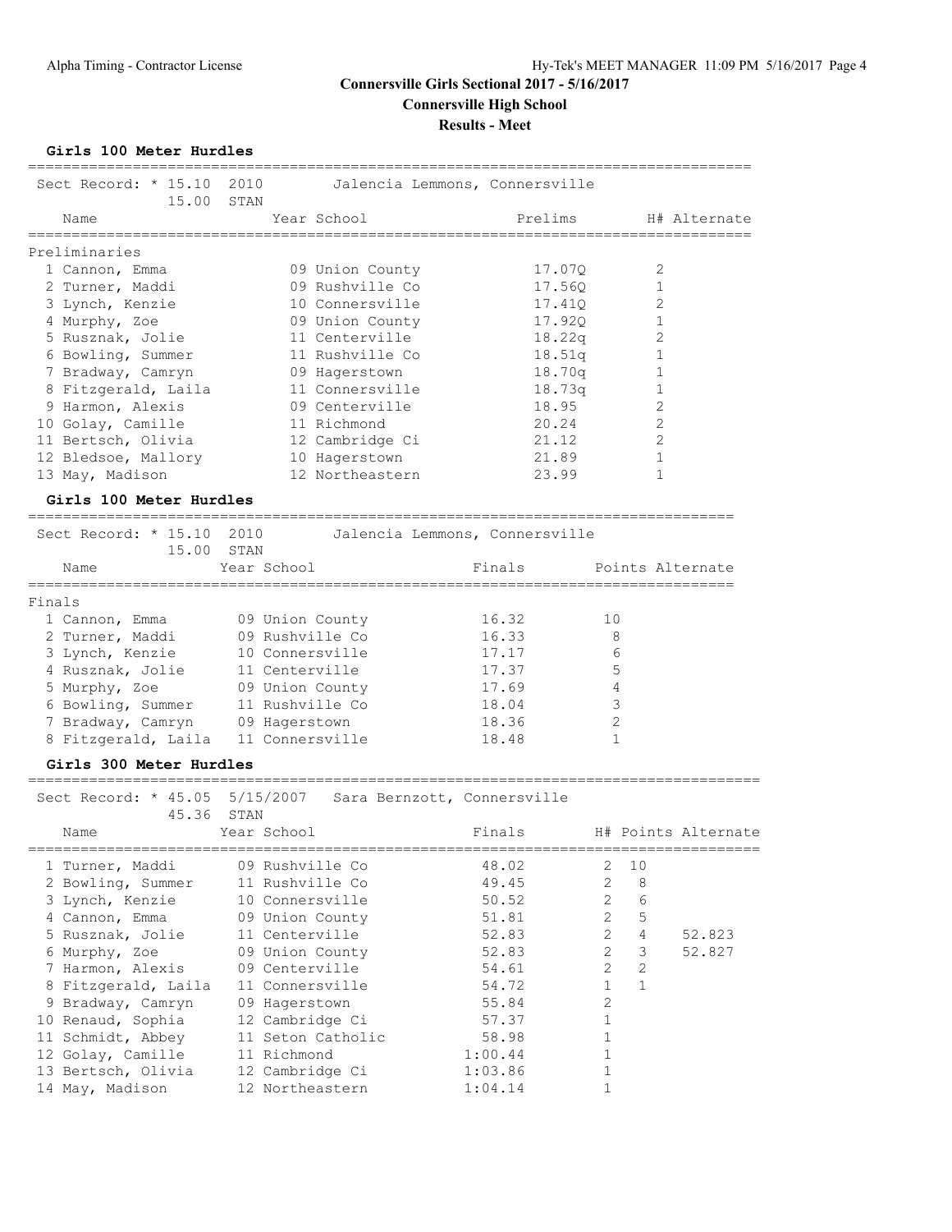# Connersville Girls Sectional 2017 - 5/16/2017

## Connersville High School

### Results - Meet

#### Girls 100 Meter Hurdles

Sect Record: * 15.10  2010  Jalencia Lemmons, Connersville
15.00  STAN

| | Name | Year | School | Prelims | H# | Alternate |
|---|---|---|---|---|---|---|
| **Preliminaries** | | | | | | |
| 1 | Cannon, Emma | 09 | Union County | 17.07Q | 2 | |
| 2 | Turner, Maddi | 09 | Rushville Co | 17.56Q | 1 | |
| 3 | Lynch, Kenzie | 10 | Connersville | 17.41Q | 2 | |
| 4 | Murphy, Zoe | 09 | Union County | 17.92Q | 1 | |
| 5 | Rusznak, Jolie | 11 | Centerville | 18.22q | 2 | |
| 6 | Bowling, Summer | 11 | Rushville Co | 18.51q | 1 | |
| 7 | Bradway, Camryn | 09 | Hagerstown | 18.70q | 1 | |
| 8 | Fitzgerald, Laila | 11 | Connersville | 18.73q | 1 | |
| 9 | Harmon, Alexis | 09 | Centerville | 18.95 | 2 | |
| 10 | Golay, Camille | 11 | Richmond | 20.24 | 2 | |
| 11 | Bertsch, Olivia | 12 | Cambridge Ci | 21.12 | 2 | |
| 12 | Bledsoe, Mallory | 10 | Hagerstown | 21.89 | 1 | |
| 13 | May, Madison | 12 | Northeastern | 23.99 | 1 | |

#### Girls 100 Meter Hurdles

Sect Record: * 15.10  2010  Jalencia Lemmons, Connersville
15.00  STAN

| | Name | Year | School | Finals | Points | Alternate |
|---|---|---|---|---|---|---|
| **Finals** | | | | | | |
| 1 | Cannon, Emma | 09 | Union County | 16.32 | 10 | |
| 2 | Turner, Maddi | 09 | Rushville Co | 16.33 | 8 | |
| 3 | Lynch, Kenzie | 10 | Connersville | 17.17 | 6 | |
| 4 | Rusznak, Jolie | 11 | Centerville | 17.37 | 5 | |
| 5 | Murphy, Zoe | 09 | Union County | 17.69 | 4 | |
| 6 | Bowling, Summer | 11 | Rushville Co | 18.04 | 3 | |
| 7 | Bradway, Camryn | 09 | Hagerstown | 18.36 | 2 | |
| 8 | Fitzgerald, Laila | 11 | Connersville | 18.48 | 1 | |

#### Girls 300 Meter Hurdles

Sect Record: * 45.05  5/15/2007  Sara Bernzott, Connersville
45.36  STAN

| | Name | Year | School | Finals | H# | Points | Alternate |
|---|---|---|---|---|---|---|---|
| 1 | Turner, Maddi | 09 | Rushville Co | 48.02 | 2 | 10 | |
| 2 | Bowling, Summer | 11 | Rushville Co | 49.45 | 2 | 8 | |
| 3 | Lynch, Kenzie | 10 | Connersville | 50.52 | 2 | 6 | |
| 4 | Cannon, Emma | 09 | Union County | 51.81 | 2 | 5 | |
| 5 | Rusznak, Jolie | 11 | Centerville | 52.83 | 2 | 4 | 52.823 |
| 6 | Murphy, Zoe | 09 | Union County | 52.83 | 2 | 3 | 52.827 |
| 7 | Harmon, Alexis | 09 | Centerville | 54.61 | 2 | 2 | |
| 8 | Fitzgerald, Laila | 11 | Connersville | 54.72 | 1 | 1 | |
| 9 | Bradway, Camryn | 09 | Hagerstown | 55.84 | 2 | | |
| 10 | Renaud, Sophia | 12 | Cambridge Ci | 57.37 | 1 | | |
| 11 | Schmidt, Abbey | 11 | Seton Catholic | 58.98 | 1 | | |
| 12 | Golay, Camille | 11 | Richmond | 1:00.44 | 1 | | |
| 13 | Bertsch, Olivia | 12 | Cambridge Ci | 1:03.86 | 1 | | |
| 14 | May, Madison | 12 | Northeastern | 1:04.14 | 1 | | |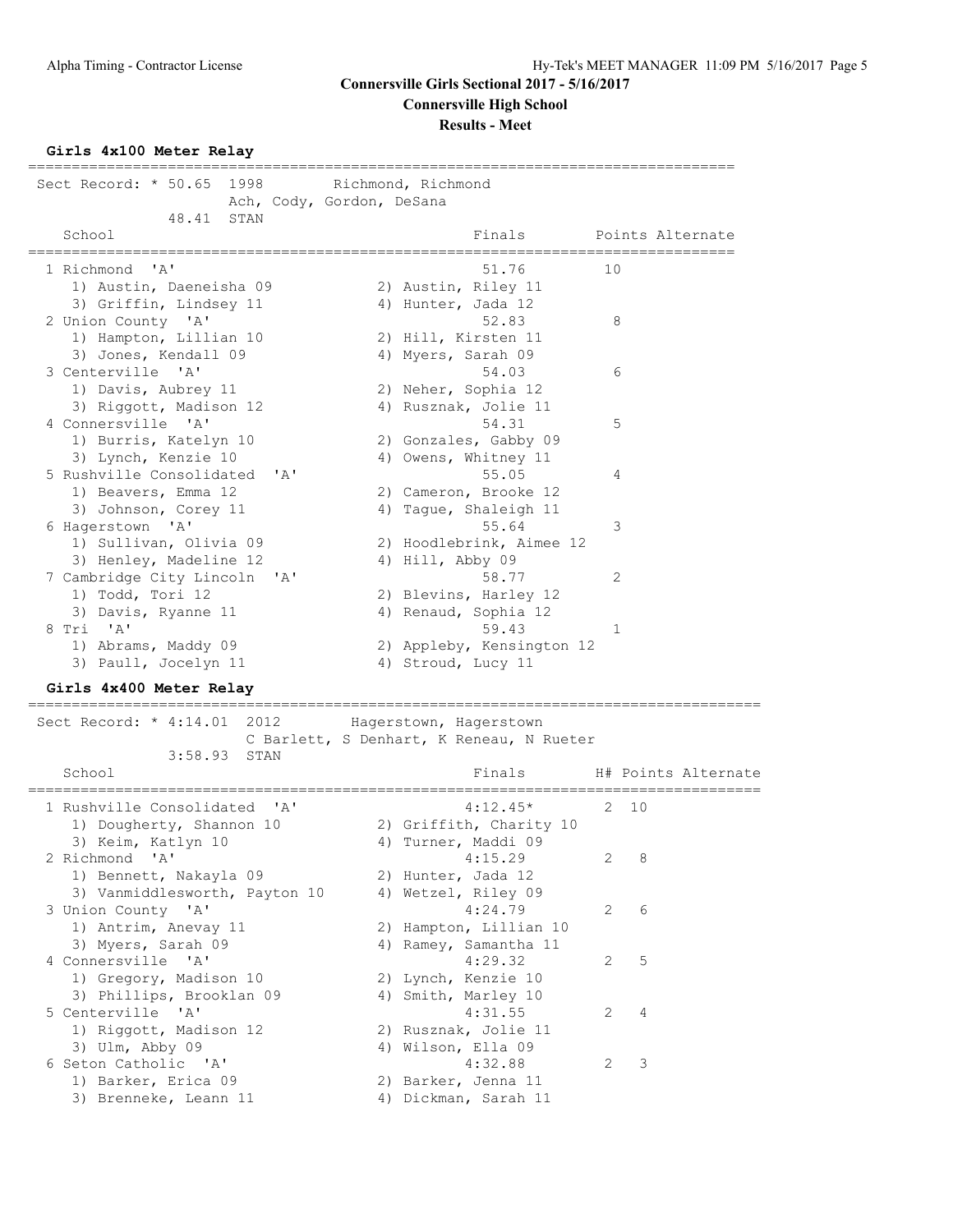# Connersville Girls Sectional 2017 - 5/16/2017

## Connersville High School

### Results - Meet

**Girls 4x100 Meter Relay**

Sect Record: * 50.65 1998 Richmond, Richmond
Ach, Cody, Gordon, DeSana
48.41 STAN

| School | Finals | Points | Alternate |
|---|---|---|---|
| 1 Richmond 'A' | 51.76 | 10 | |
| 1) Austin, Daeneisha 09; 2) Austin, Riley 11; 3) Griffin, Lindsey 11; 4) Hunter, Jada 12 | | | |
| 2 Union County 'A' | 52.83 | 8 | |
| 1) Hampton, Lillian 10; 2) Hill, Kirsten 11; 3) Jones, Kendall 09; 4) Myers, Sarah 09 | | | |
| 3 Centerville 'A' | 54.03 | 6 | |
| 1) Davis, Aubrey 11; 2) Neher, Sophia 12; 3) Riggott, Madison 12; 4) Rusznak, Jolie 11 | | | |
| 4 Connersville 'A' | 54.31 | 5 | |
| 1) Burris, Katelyn 10; 2) Gonzales, Gabby 09; 3) Lynch, Kenzie 10; 4) Owens, Whitney 11 | | | |
| 5 Rushville Consolidated 'A' | 55.05 | 4 | |
| 1) Beavers, Emma 12; 2) Cameron, Brooke 12; 3) Johnson, Corey 11; 4) Tague, Shaleigh 11 | | | |
| 6 Hagerstown 'A' | 55.64 | 3 | |
| 1) Sullivan, Olivia 09; 2) Hoodlebrink, Aimee 12; 3) Henley, Madeline 12; 4) Hill, Abby 09 | | | |
| 7 Cambridge City Lincoln 'A' | 58.77 | 2 | |
| 1) Todd, Tori 12; 2) Blevins, Harley 12; 3) Davis, Ryanne 11; 4) Renaud, Sophia 12 | | | |
| 8 Tri 'A' | 59.43 | 1 | |
| 1) Abrams, Maddy 09; 2) Appleby, Kensington 12; 3) Paull, Jocelyn 11; 4) Stroud, Lucy 11 | | | |

**Girls 4x400 Meter Relay**

Sect Record: * 4:14.01 2012 Hagerstown, Hagerstown
C Barlett, S Denhart, K Reneau, N Rueter
3:58.93 STAN

| School | Finals | H# | Points | Alternate |
|---|---|---|---|---|
| 1 Rushville Consolidated 'A' | 4:12.45* | 2 | 10 | |
| 1) Dougherty, Shannon 10; 2) Griffith, Charity 10; 3) Keim, Katlyn 10; 4) Turner, Maddi 09 | | | | |
| 2 Richmond 'A' | 4:15.29 | 2 | 8 | |
| 1) Bennett, Nakayla 09; 2) Hunter, Jada 12; 3) Vanmiddlesworth, Payton 10; 4) Wetzel, Riley 09 | | | | |
| 3 Union County 'A' | 4:24.79 | 2 | 6 | |
| 1) Antrim, Anevay 11; 2) Hampton, Lillian 10; 3) Myers, Sarah 09; 4) Ramey, Samantha 11 | | | | |
| 4 Connersville 'A' | 4:29.32 | 2 | 5 | |
| 1) Gregory, Madison 10; 2) Lynch, Kenzie 10; 3) Phillips, Brooklan 09; 4) Smith, Marley 10 | | | | |
| 5 Centerville 'A' | 4:31.55 | 2 | 4 | |
| 1) Riggott, Madison 12; 2) Rusznak, Jolie 11; 3) Ulm, Abby 09; 4) Wilson, Ella 09 | | | | |
| 6 Seton Catholic 'A' | 4:32.88 | 2 | 3 | |
| 1) Barker, Erica 09; 2) Barker, Jenna 11; 3) Brenneke, Leann 11; 4) Dickman, Sarah 11 | | | | |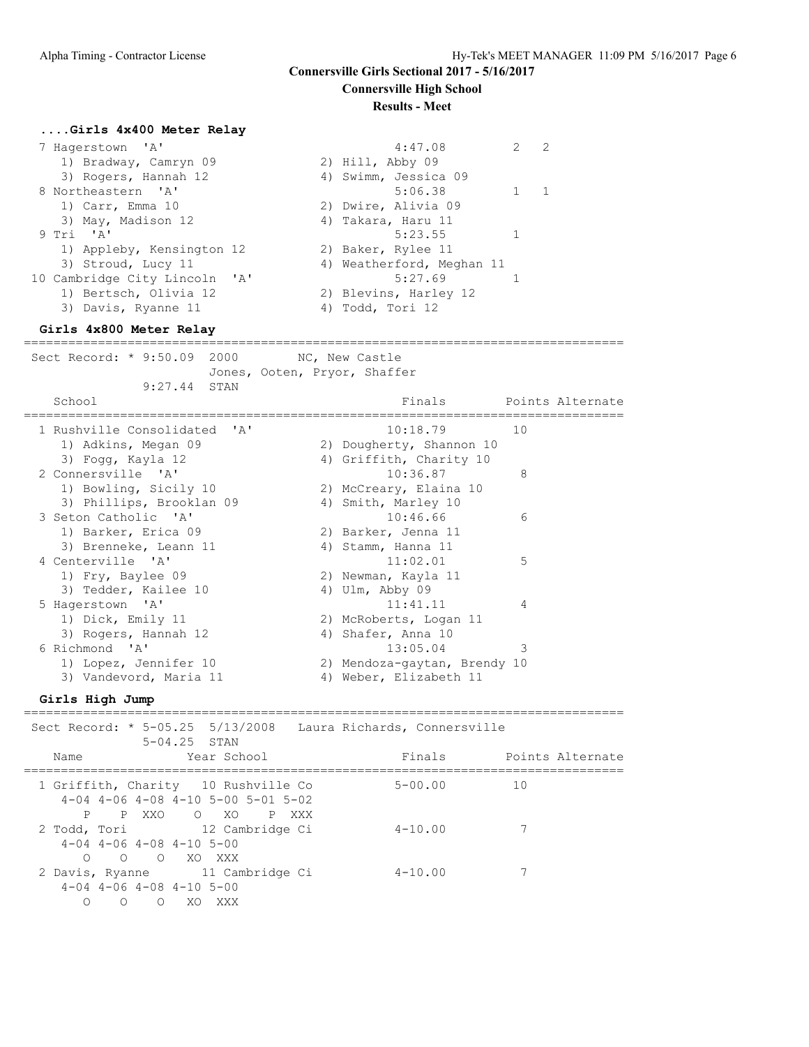**Connersville Girls Sectional 2017 - 5/16/2017**

**Connersville High School**

**Results - Meet**

### ....Girls 4x400 Meter Relay

```
  7 Hagerstown  'A'                                   4:47.08         2   2
     1) Bradway, Camryn 09              2) Hill, Abby 09
     3) Rogers, Hannah 12               4) Swimm, Jessica 09
  8 Northeastern  'A'                                 5:06.38         1   1
     1) Carr, Emma 10                   2) Dwire, Alivia 09
     3) May, Madison 12                 4) Takara, Haru 11
  9 Tri  'A'                                          5:23.55         1
     1) Appleby, Kensington 12          2) Baker, Rylee 11
     3) Stroud, Lucy 11                 4) Weatherford, Meghan 11
 10 Cambridge City Lincoln  'A'                       5:27.69         1
     1) Bertsch, Olivia 12              2) Blevins, Harley 12
     3) Davis, Ryanne 11                4) Todd, Tori 12
```

### Girls 4x800 Meter Relay

```
================================================================================
 Sect Record: * 9:50.09  2000        NC, New Castle
                         Jones, Ooten, Pryor, Shaffer
              9:27.44  STAN
    School                                            Finals       Points Alternate
================================================================================
  1 Rushville Consolidated  'A'                      10:18.79         10
     1) Adkins, Megan 09                2) Dougherty, Shannon 10
     3) Fogg, Kayla 12                  4) Griffith, Charity 10
  2 Connersville  'A'                                10:36.87          8
     1) Bowling, Sicily 10              2) McCreary, Elaina 10
     3) Phillips, Brooklan 09           4) Smith, Marley 10
  3 Seton Catholic  'A'                              10:46.66          6
     1) Barker, Erica 09                2) Barker, Jenna 11
     3) Brenneke, Leann 11              4) Stamm, Hanna 11
  4 Centerville  'A'                                 11:02.01          5
     1) Fry, Baylee 09                  2) Newman, Kayla 11
     3) Tedder, Kailee 10               4) Ulm, Abby 09
  5 Hagerstown  'A'                                  11:41.11          4
     1) Dick, Emily 11                  2) McRoberts, Logan 11
     3) Rogers, Hannah 12               4) Shafer, Anna 10
  6 Richmond  'A'                                    13:05.04          3
     1) Lopez, Jennifer 10              2) Mendoza-gaytan, Brendy 10
     3) Vandevord, Maria 11             4) Weber, Elizabeth 11
```

### Girls High Jump

```
================================================================================
 Sect Record: * 5-05.25  5/13/2008   Laura Richards, Connersville
              5-04.25  STAN
    Name                  Year School                 Finals       Points Alternate
================================================================================
  1 Griffith, Charity   10 Rushville Co              5-00.00          10
     4-04 4-06 4-08 4-10 5-00 5-01 5-02
        P    P  XXO    O   XO    P  XXX
  2 Todd, Tori          12 Cambridge Ci              4-10.00           7
     4-04 4-06 4-08 4-10 5-00
        O    O    O   XO  XXX
  2 Davis, Ryanne       11 Cambridge Ci              4-10.00           7
     4-04 4-06 4-08 4-10 5-00
        O    O    O   XO  XXX
```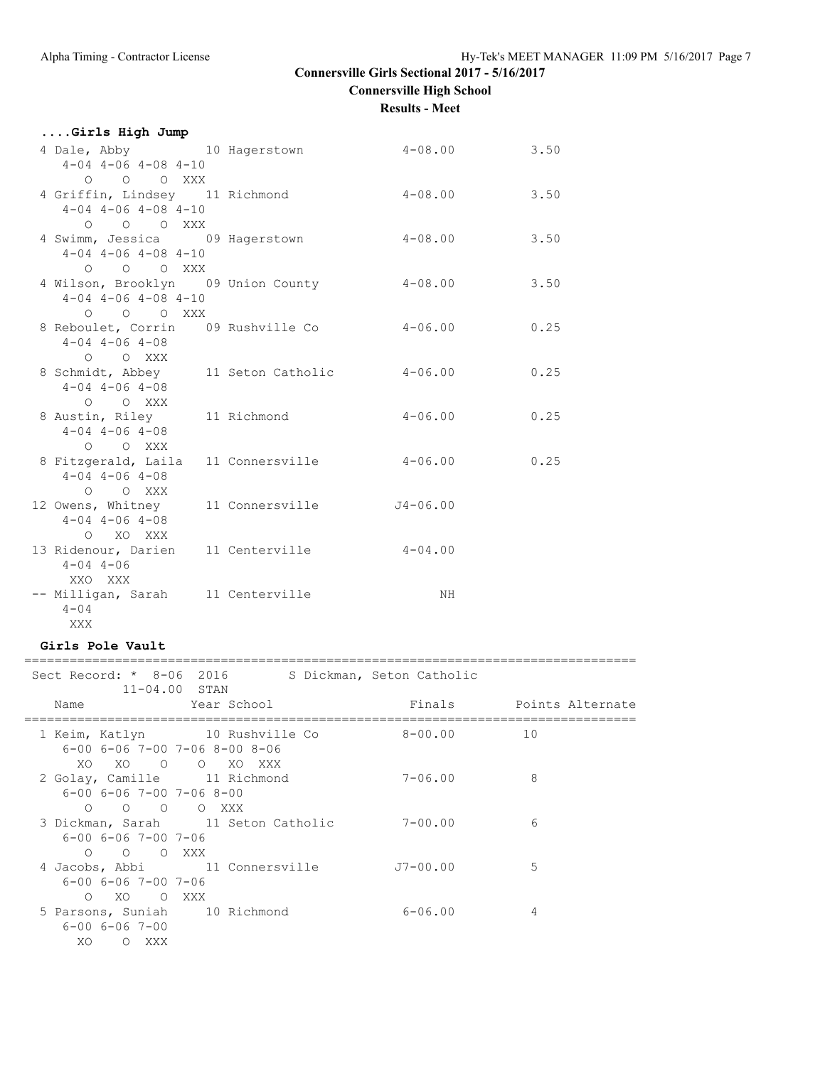Connersville Girls Sectional 2017 - 5/16/2017

Connersville High School

Results - Meet

### ....Girls High Jump

```
  4 Dale, Abby           10 Hagerstown            4-08.00          3.50
     4-04 4-06 4-08 4-10
        O    O    O  XXX
  4 Griffin, Lindsey     11 Richmond              4-08.00          3.50
     4-04 4-06 4-08 4-10
        O    O    O  XXX
  4 Swimm, Jessica       09 Hagerstown            4-08.00          3.50
     4-04 4-06 4-08 4-10
        O    O    O  XXX
  4 Wilson, Brooklyn     09 Union County          4-08.00          3.50
     4-04 4-06 4-08 4-10
        O    O    O  XXX
  8 Reboulet, Corrin     09 Rushville Co          4-06.00          0.25
     4-04 4-06 4-08
        O    O  XXX
  8 Schmidt, Abbey       11 Seton Catholic        4-06.00          0.25
     4-04 4-06 4-08
        O    O  XXX
  8 Austin, Riley        11 Richmond              4-06.00          0.25
     4-04 4-06 4-08
        O    O  XXX
  8 Fitzgerald, Laila    11 Connersville          4-06.00          0.25
     4-04 4-06 4-08
        O    O  XXX
 12 Owens, Whitney       11 Connersville         J4-06.00
     4-04 4-06 4-08
        O   XO  XXX
 13 Ridenour, Darien     11 Centerville           4-04.00
     4-04 4-06
      XXO  XXX
 -- Milligan, Sarah      11 Centerville                NH
     4-04
      XXX
```

### Girls Pole Vault

```
================================================================================
 Sect Record: * 8-06  2016        S Dickman, Seton Catholic
           11-04.00  STAN
    Name                 Year School                 Finals        Points Alternate
================================================================================
  1 Keim, Katlyn         10 Rushville Co          8-00.00         10
     6-00 6-06 7-00 7-06 8-00 8-06
       XO   XO    O    O   XO  XXX
  2 Golay, Camille       11 Richmond              7-06.00          8
     6-00 6-06 7-00 7-06 8-00
        O    O    O    O  XXX
  3 Dickman, Sarah       11 Seton Catholic        7-00.00          6
     6-00 6-06 7-00 7-06
        O    O    O  XXX
  4 Jacobs, Abbi         11 Connersville         J7-00.00          5
     6-00 6-06 7-00 7-06
        O   XO    O  XXX
  5 Parsons, Suniah      10 Richmond              6-06.00          4
     6-00 6-06 7-00
       XO    O  XXX
```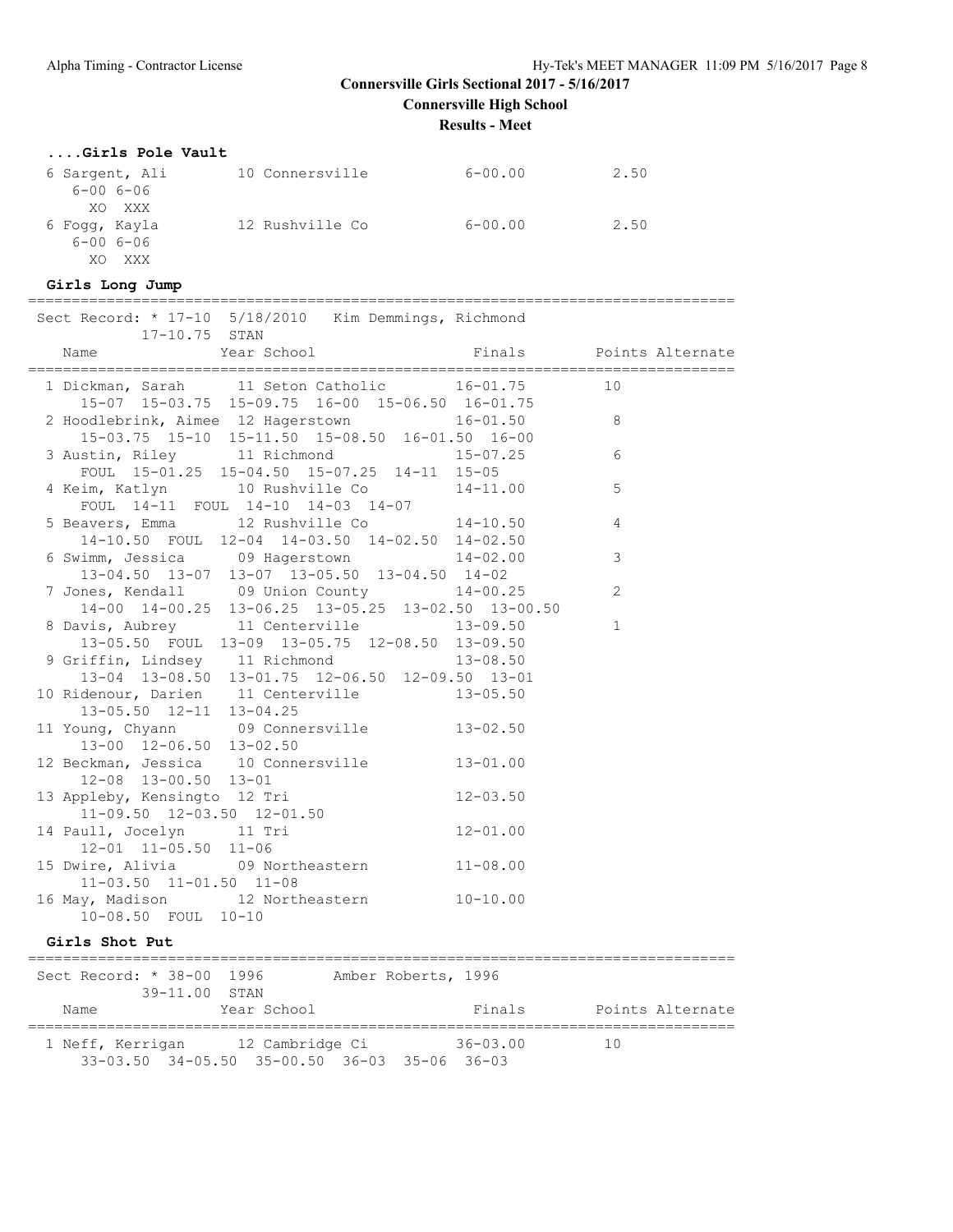**Connersville Girls Sectional 2017 - 5/16/2017**
**Connersville High School**
**Results - Meet**

### ....Girls Pole Vault

```
 6 Sargent, Ali        10 Connersville          6-00.00          2.50
    6-00 6-06
      XO  XXX
 6 Fogg, Kayla         12 Rushville Co          6-00.00          2.50
    6-00 6-06
      XO  XXX
```

### Girls Long Jump

```
=================================================================================
 Sect Record: * 17-10  5/18/2010   Kim Demmings, Richmond
           17-10.75  STAN
    Name                Year School                 Finals       Points Alternate
=================================================================================
  1 Dickman, Sarah      11 Seton Catholic         16-01.75         10
      15-07  15-03.75  15-09.75  16-00  15-06.50  16-01.75
  2 Hoodlebrink, Aimee  12 Hagerstown             16-01.50          8
      15-03.75  15-10  15-11.50  15-08.50  16-01.50  16-00
  3 Austin, Riley       11 Richmond               15-07.25          6
      FOUL  15-01.25  15-04.50  15-07.25  14-11  15-05
  4 Keim, Katlyn        10 Rushville Co           14-11.00          5
      FOUL  14-11  FOUL  14-10  14-03  14-07
  5 Beavers, Emma       12 Rushville Co           14-10.50          4
      14-10.50  FOUL  12-04  14-03.50  14-02.50  14-02.50
  6 Swimm, Jessica      09 Hagerstown             14-02.00          3
      13-04.50  13-07  13-07  13-05.50  13-04.50  14-02
  7 Jones, Kendall      09 Union County           14-00.25          2
      14-00  14-00.25  13-06.25  13-05.25  13-02.50  13-00.50
  8 Davis, Aubrey       11 Centerville            13-09.50          1
      13-05.50  FOUL  13-09  13-05.75  12-08.50  13-09.50
  9 Griffin, Lindsey    11 Richmond               13-08.50
      13-04  13-08.50  13-01.75  12-06.50  12-09.50  13-01
 10 Ridenour, Darien    11 Centerville            13-05.50
      13-05.50  12-11  13-04.25
 11 Young, Chyann       09 Connersville           13-02.50
      13-00  12-06.50  13-02.50
 12 Beckman, Jessica    10 Connersville           13-01.00
      12-08  13-00.50  13-01
 13 Appleby, Kensingto  12 Tri                    12-03.50
      11-09.50  12-03.50  12-01.50
 14 Paull, Jocelyn      11 Tri                    12-01.00
      12-01  11-05.50  11-06
 15 Dwire, Alivia       09 Northeastern           11-08.00
      11-03.50  11-01.50  11-08
 16 May, Madison       12 Northeastern            10-10.00
      10-08.50  FOUL  10-10
```

### Girls Shot Put

```
=================================================================================
 Sect Record: * 38-00  1996       Amber Roberts, 1996
           39-11.00  STAN
    Name                Year School                 Finals       Points Alternate
=================================================================================
  1 Neff, Kerrigan      12 Cambridge Ci           36-03.00         10
      33-03.50  34-05.50  35-00.50  36-03  35-06  36-03
```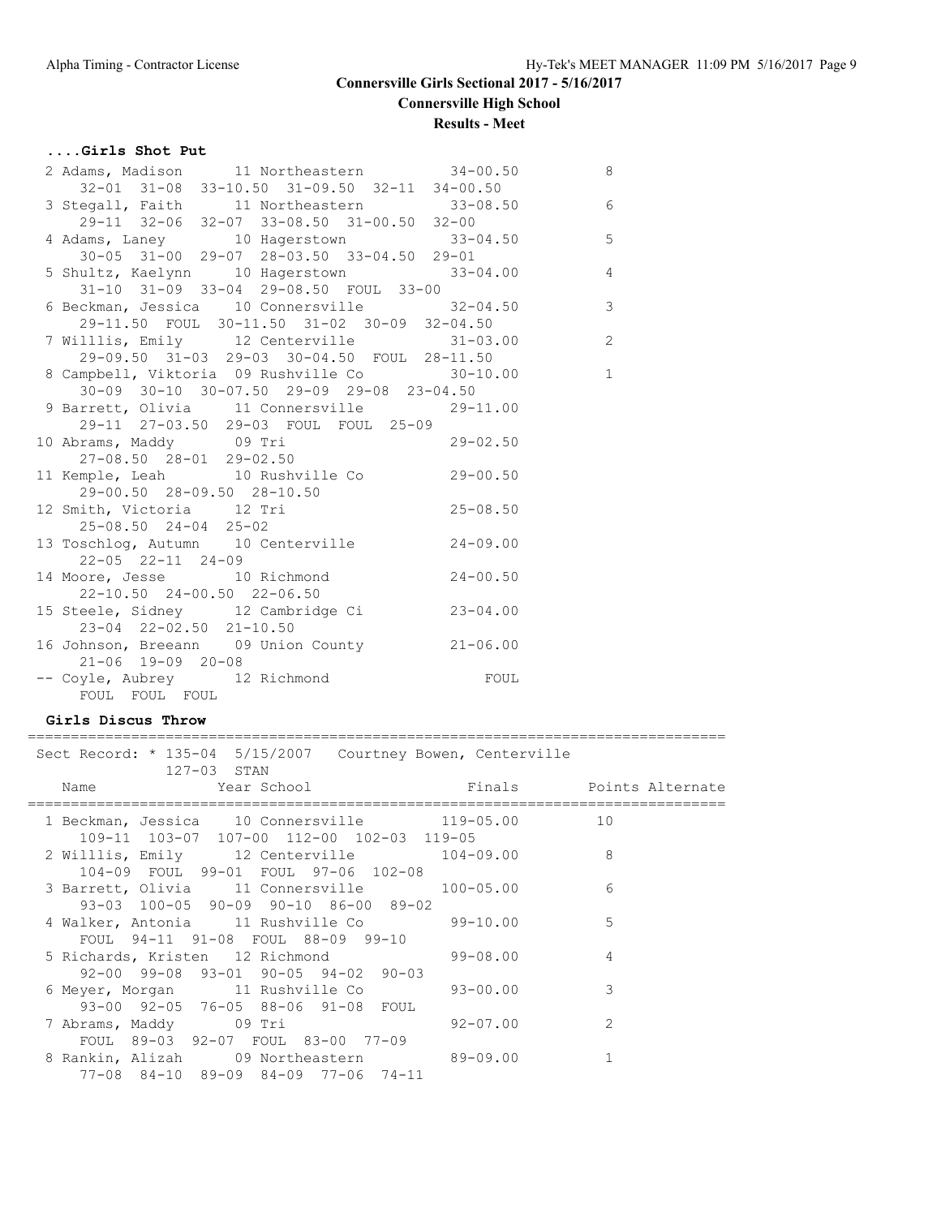Connersville Girls Sectional 2017 - 5/16/2017

Connersville High School

Results - Meet

### ....Girls Shot Put

```
 2 Adams, Madison      11 Northeastern          34-00.50          8
     32-01  31-08  33-10.50  31-09.50  32-11  34-00.50
 3 Stegall, Faith      11 Northeastern          33-08.50          6
     29-11  32-06  32-07  33-08.50  31-00.50  32-00
 4 Adams, Laney        10 Hagerstown            33-04.50          5
     30-05  31-00  29-07  28-03.50  33-04.50  29-01
 5 Shultz, Kaelynn     10 Hagerstown            33-04.00          4
     31-10  31-09  33-04  29-08.50  FOUL  33-00
 6 Beckman, Jessica    10 Connersville          32-04.50          3
     29-11.50  FOUL  30-11.50  31-02  30-09  32-04.50
 7 Willlis, Emily      12 Centerville           31-03.00          2
     29-09.50  31-03  29-03  30-04.50  FOUL  28-11.50
 8 Campbell, Viktoria  09 Rushville Co          30-10.00          1
     30-09  30-10  30-07.50  29-09  29-08  23-04.50
 9 Barrett, Olivia     11 Connersville          29-11.00
     29-11  27-03.50  29-03  FOUL  FOUL  25-09
10 Abrams, Maddy       09 Tri                   29-02.50
     27-08.50  28-01  29-02.50
11 Kemple, Leah        10 Rushville Co          29-00.50
     29-00.50  28-09.50  28-10.50
12 Smith, Victoria     12 Tri                   25-08.50
     25-08.50  24-04  25-02
13 Toschlog, Autumn    10 Centerville           24-09.00
     22-05  22-11  24-09
14 Moore, Jesse        10 Richmond              24-00.50
     22-10.50  24-00.50  22-06.50
15 Steele, Sidney      12 Cambridge Ci          23-04.00
     23-04  22-02.50  21-10.50
16 Johnson, Breeann    09 Union County          21-06.00
     21-06  19-09  20-08
-- Coyle, Aubrey       12 Richmond                  FOUL
     FOUL  FOUL  FOUL
```

### Girls Discus Throw

```
=================================================================================
 Sect Record: * 135-04  5/15/2007   Courtney Bowen, Centerville
             127-03  STAN
    Name              Year School               Finals        Points Alternate
=================================================================================
  1 Beckman, Jessica    10 Connersville         119-05.00        10
     109-11  103-07  107-00  112-00  102-03  119-05
  2 Willlis, Emily      12 Centerville          104-09.00         8
     104-09  FOUL  99-01  FOUL  97-06  102-08
  3 Barrett, Olivia     11 Connersville         100-05.00         6
     93-03  100-05  90-09  90-10  86-00  89-02
  4 Walker, Antonia     11 Rushville Co          99-10.00         5
     FOUL  94-11  91-08  FOUL  88-09  99-10
  5 Richards, Kristen   12 Richmond              99-08.00         4
     92-00  99-08  93-01  90-05  94-02  90-03
  6 Meyer, Morgan       11 Rushville Co          93-00.00         3
     93-00  92-05  76-05  88-06  91-08  FOUL
  7 Abrams, Maddy       09 Tri                   92-07.00         2
     FOUL  89-03  92-07  FOUL  83-00  77-09
  8 Rankin, Alizah      09 Northeastern          89-09.00         1
     77-08  84-10  89-09  84-09  77-06  74-11
```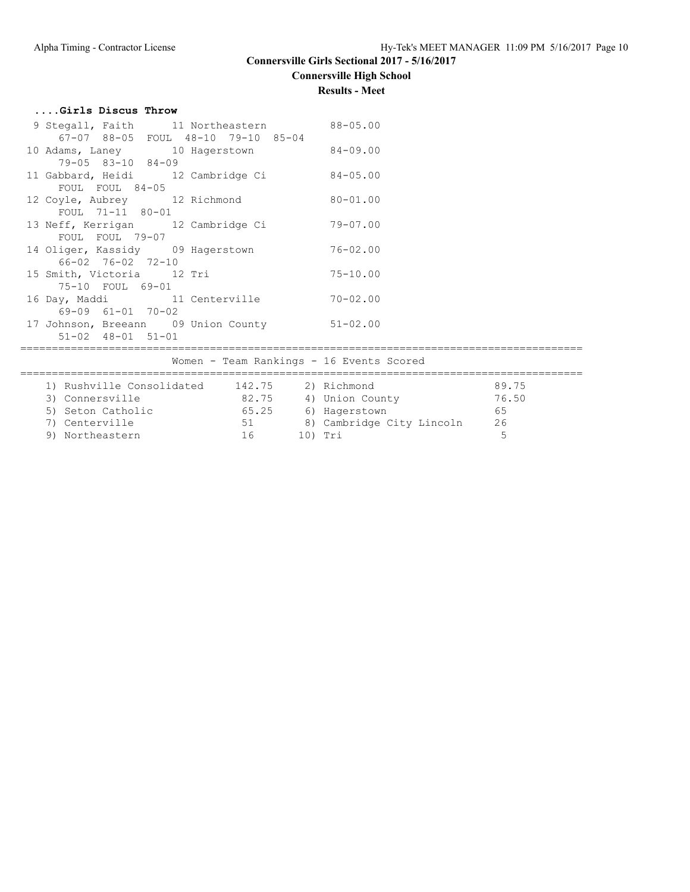**Connersville Girls Sectional 2017 - 5/16/2017**

**Connersville High School**

**Results - Meet**

### ....Girls Discus Throw

```
  9 Stegall, Faith      11 Northeastern          88-05.00
      67-07  88-05  FOUL  48-10  79-10  85-04
 10 Adams, Laney        10 Hagerstown            84-09.00
      79-05  83-10  84-09
 11 Gabbard, Heidi      12 Cambridge Ci          84-05.00
      FOUL  FOUL  84-05
 12 Coyle, Aubrey       12 Richmond              80-01.00
      FOUL  71-11  80-01
 13 Neff, Kerrigan      12 Cambridge Ci          79-07.00
      FOUL  FOUL  79-07
 14 Oliger, Kassidy     09 Hagerstown            76-02.00
      66-02  76-02  72-10
 15 Smith, Victoria     12 Tri                   75-10.00
      75-10  FOUL  69-01
 16 Day, Maddi          11 Centerville           70-02.00
      69-09  61-01  70-02
 17 Johnson, Breeann    09 Union County          51-02.00
      51-02  48-01  51-01
```

### Women - Team Rankings - 16 Events Scored

| | | | |
|---|---|---|---|
| 1) Rushville Consolidated | 142.75 | 2) Richmond | 89.75 |
| 3) Connersville | 82.75 | 4) Union County | 76.50 |
| 5) Seton Catholic | 65.25 | 6) Hagerstown | 65 |
| 7) Centerville | 51 | 8) Cambridge City Lincoln | 26 |
| 9) Northeastern | 16 | 10) Tri | 5 |